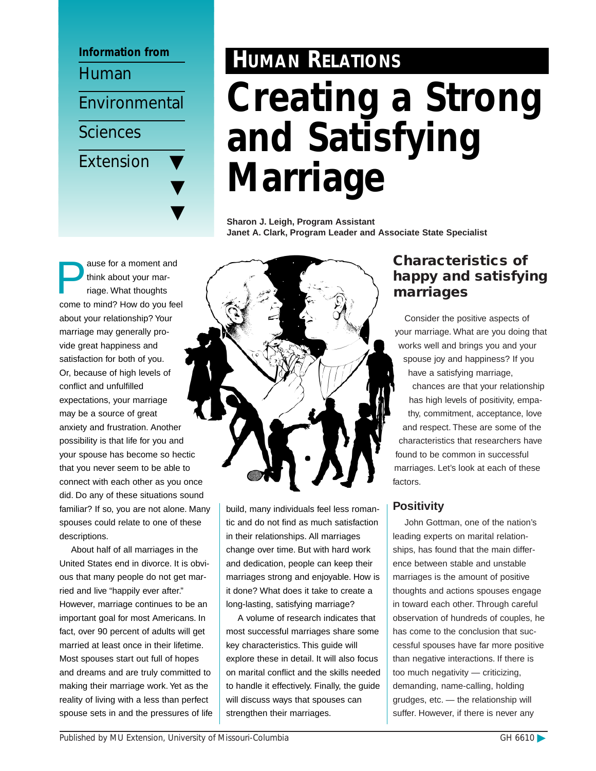Information from Human Environmental Sciences Extension

# HUMAN RELATIONS

# Creating a Strong and Satisfying Marriage

**Sharon J. Leigh, Program Assistant**
**Janet A. Clark, Program Leader and Associate State Specialist**

Pause for a moment and think about your marriage. What thoughts come to mind? How do you feel about your relationship? Your marriage may generally provide great happiness and satisfaction for both of you. Or, because of high levels of conflict and unfulfilled expectations, your marriage may be a source of great anxiety and frustration. Another possibility is that life for you and your spouse has become so hectic that you never seem to be able to connect with each other as you once did. Do any of these situations sound familiar? If so, you are not alone. Many spouses could relate to one of these descriptions.

About half of all marriages in the United States end in divorce. It is obvious that many people do not get married and live "happily ever after." However, marriage continues to be an important goal for most Americans. In fact, over 90 percent of adults will get married at least once in their lifetime. Most spouses start out full of hopes and dreams and are truly committed to making their marriage work. Yet as the reality of living with a less than perfect spouse sets in and the pressures of life build, many individuals feel less romantic and do not find as much satisfaction in their relationships. All marriages change over time. But with hard work and dedication, people can keep their marriages strong and enjoyable. How is it done? What does it take to create a long-lasting, satisfying marriage?

A volume of research indicates that most successful marriages share some key characteristics. This guide will explore these in detail. It will also focus on marital conflict and the skills needed to handle it effectively. Finally, the guide will discuss ways that spouses can strengthen their marriages.

## Characteristics of happy and satisfying marriages

Consider the positive aspects of your marriage. What are you doing that works well and brings you and your spouse joy and happiness? If you have a satisfying marriage, chances are that your relationship has high levels of positivity, empathy, commitment, acceptance, love and respect. These are some of the characteristics that researchers have found to be common in successful marriages. Let's look at each of these factors.

### Positivity

John Gottman, one of the nation's leading experts on marital relationships, has found that the main difference between stable and unstable marriages is the amount of positive thoughts and actions spouses engage in toward each other. Through careful observation of hundreds of couples, he has come to the conclusion that successful spouses have far more positive than negative interactions. If there is too much negativity — criticizing, demanding, name-calling, holding grudges, etc. — the relationship will suffer. However, if there is never any

Published by MU Extension, University of Missouri-Columbia

GH 6610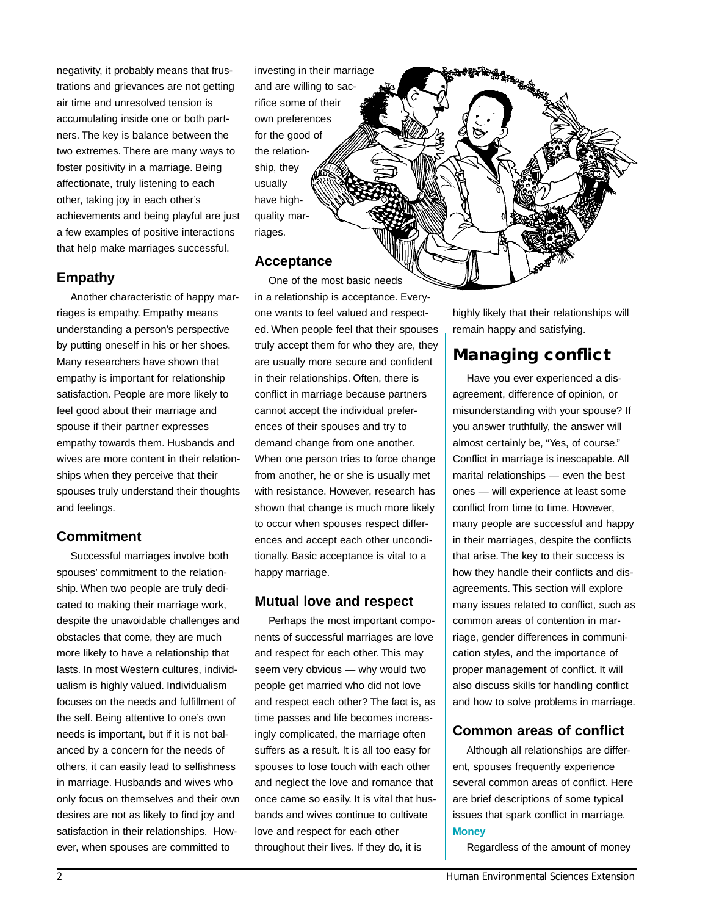negativity, it probably means that frustrations and grievances are not getting air time and unresolved tension is accumulating inside one or both partners. The key is balance between the two extremes. There are many ways to foster positivity in a marriage. Being affectionate, truly listening to each other, taking joy in each other's achievements and being playful are just a few examples of positive interactions that help make marriages successful.

### Empathy

Another characteristic of happy marriages is empathy. Empathy means understanding a person's perspective by putting oneself in his or her shoes. Many researchers have shown that empathy is important for relationship satisfaction. People are more likely to feel good about their marriage and spouse if their partner expresses empathy towards them. Husbands and wives are more content in their relationships when they perceive that their spouses truly understand their thoughts and feelings.

### Commitment

Successful marriages involve both spouses' commitment to the relationship. When two people are truly dedicated to making their marriage work, despite the unavoidable challenges and obstacles that come, they are much more likely to have a relationship that lasts. In most Western cultures, individualism is highly valued. Individualism focuses on the needs and fulfillment of the self. Being attentive to one's own needs is important, but if it is not balanced by a concern for the needs of others, it can easily lead to selfishness in marriage. Husbands and wives who only focus on themselves and their own desires are not as likely to find joy and satisfaction in their relationships. However, when spouses are committed to investing in their marriage and are willing to sacrifice some of their own preferences for the good of the relationship, they usually have high-quality marriages.

### Acceptance

One of the most basic needs in a relationship is acceptance. Everyone wants to feel valued and respected. When people feel that their spouses truly accept them for who they are, they are usually more secure and confident in their relationships. Often, there is conflict in marriage because partners cannot accept the individual preferences of their spouses and try to demand change from one another. When one person tries to force change from another, he or she is usually met with resistance. However, research has shown that change is much more likely to occur when spouses respect differences and accept each other unconditionally. Basic acceptance is vital to a happy marriage.

### Mutual love and respect

Perhaps the most important components of successful marriages are love and respect for each other. This may seem very obvious — why would two people get married who did not love and respect each other? The fact is, as time passes and life becomes increasingly complicated, the marriage often suffers as a result. It is all too easy for spouses to lose touch with each other and neglect the love and romance that once came so easily. It is vital that husbands and wives continue to cultivate love and respect for each other throughout their lives. If they do, it is highly likely that their relationships will remain happy and satisfying.

## Managing conflict

Have you ever experienced a disagreement, difference of opinion, or misunderstanding with your spouse? If you answer truthfully, the answer will almost certainly be, "Yes, of course." Conflict in marriage is inescapable. All marital relationships — even the best ones — will experience at least some conflict from time to time. However, many people are successful and happy in their marriages, despite the conflicts that arise. The key to their success is how they handle their conflicts and disagreements. This section will explore many issues related to conflict, such as common areas of contention in marriage, gender differences in communication styles, and the importance of proper management of conflict. It will also discuss skills for handling conflict and how to solve problems in marriage.

### Common areas of conflict

Although all relationships are different, spouses frequently experience several common areas of conflict. Here are brief descriptions of some typical issues that spark conflict in marriage.

**Money**

Regardless of the amount of money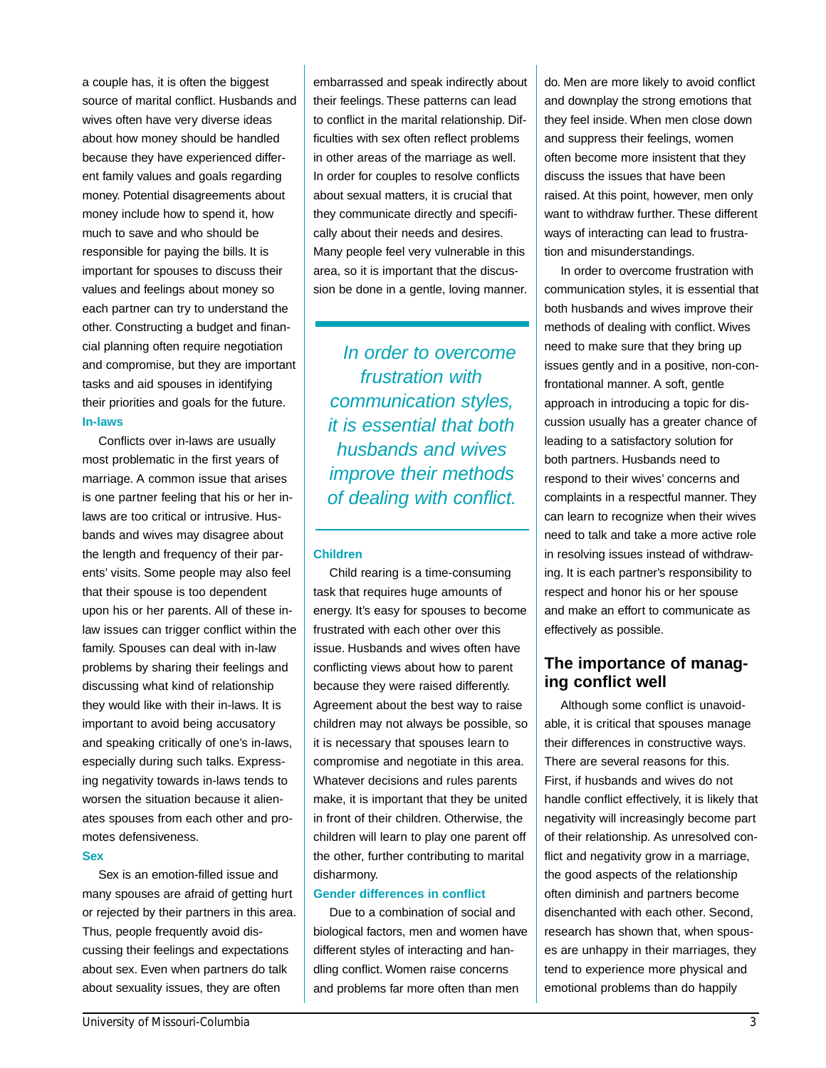a couple has, it is often the biggest source of marital conflict. Husbands and wives often have very diverse ideas about how money should be handled because they have experienced different family values and goals regarding money. Potential disagreements about money include how to spend it, how much to save and who should be responsible for paying the bills. It is important for spouses to discuss their values and feelings about money so each partner can try to understand the other. Constructing a budget and financial planning often require negotiation and compromise, but they are important tasks and aid spouses in identifying their priorities and goals for the future.

### In-laws

Conflicts over in-laws are usually most problematic in the first years of marriage. A common issue that arises is one partner feeling that his or her in-laws are too critical or intrusive. Husbands and wives may disagree about the length and frequency of their parents' visits. Some people may also feel that their spouse is too dependent upon his or her parents. All of these in-law issues can trigger conflict within the family. Spouses can deal with in-law problems by sharing their feelings and discussing what kind of relationship they would like with their in-laws. It is important to avoid being accusatory and speaking critically of one's in-laws, especially during such talks. Expressing negativity towards in-laws tends to worsen the situation because it alienates spouses from each other and promotes defensiveness.

### Sex

Sex is an emotion-filled issue and many spouses are afraid of getting hurt or rejected by their partners in this area. Thus, people frequently avoid discussing their feelings and expectations about sex. Even when partners do talk about sexuality issues, they are often embarrassed and speak indirectly about their feelings. These patterns can lead to conflict in the marital relationship. Difficulties with sex often reflect problems in other areas of the marriage as well. In order for couples to resolve conflicts about sexual matters, it is crucial that they communicate directly and specifically about their needs and desires. Many people feel very vulnerable in this area, so it is important that the discussion be done in a gentle, loving manner.

*In order to overcome frustration with communication styles, it is essential that both husbands and wives improve their methods of dealing with conflict.*

### Children

Child rearing is a time-consuming task that requires huge amounts of energy. It's easy for spouses to become frustrated with each other over this issue. Husbands and wives often have conflicting views about how to parent because they were raised differently. Agreement about the best way to raise children may not always be possible, so it is necessary that spouses learn to compromise and negotiate in this area. Whatever decisions and rules parents make, it is important that they be united in front of their children. Otherwise, the children will learn to play one parent off the other, further contributing to marital disharmony.

### Gender differences in conflict

Due to a combination of social and biological factors, men and women have different styles of interacting and handling conflict. Women raise concerns and problems far more often than men do. Men are more likely to avoid conflict and downplay the strong emotions that they feel inside. When men close down and suppress their feelings, women often become more insistent that they discuss the issues that have been raised. At this point, however, men only want to withdraw further. These different ways of interacting can lead to frustration and misunderstandings.

In order to overcome frustration with communication styles, it is essential that both husbands and wives improve their methods of dealing with conflict. Wives need to make sure that they bring up issues gently and in a positive, non-confrontational manner. A soft, gentle approach in introducing a topic for discussion usually has a greater chance of leading to a satisfactory solution for both partners. Husbands need to respond to their wives' concerns and complaints in a respectful manner. They can learn to recognize when their wives need to talk and take a more active role in resolving issues instead of withdrawing. It is each partner's responsibility to respect and honor his or her spouse and make an effort to communicate as effectively as possible.

## The importance of managing conflict well

Although some conflict is unavoidable, it is critical that spouses manage their differences in constructive ways. There are several reasons for this. First, if husbands and wives do not handle conflict effectively, it is likely that negativity will increasingly become part of their relationship. As unresolved conflict and negativity grow in a marriage, the good aspects of the relationship often diminish and partners become disenchanted with each other. Second, research has shown that, when spouses are unhappy in their marriages, they tend to experience more physical and emotional problems than do happily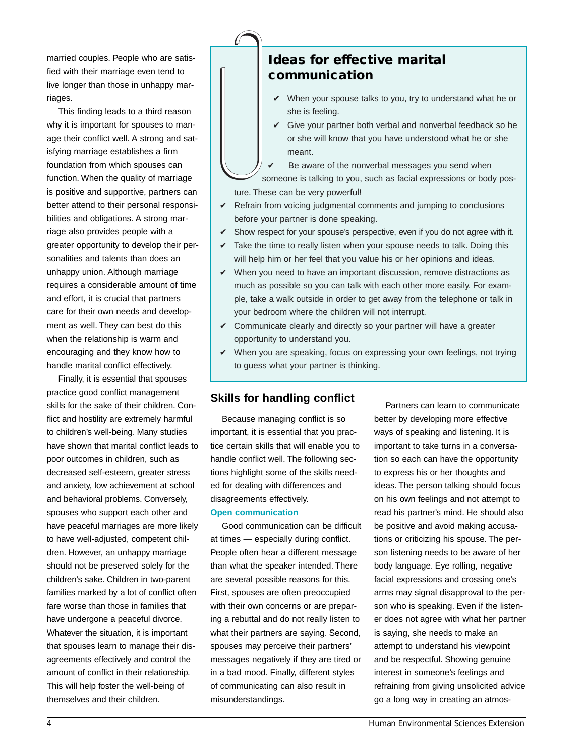married couples. People who are satisfied with their marriage even tend to live longer than those in unhappy marriages.

This finding leads to a third reason why it is important for spouses to manage their conflict well. A strong and satisfying marriage establishes a firm foundation from which spouses can function. When the quality of marriage is positive and supportive, partners can better attend to their personal responsibilities and obligations. A strong marriage also provides people with a greater opportunity to develop their personalities and talents than does an unhappy union. Although marriage requires a considerable amount of time and effort, it is crucial that partners care for their own needs and development as well. They can best do this when the relationship is warm and encouraging and they know how to handle marital conflict effectively.

Finally, it is essential that spouses practice good conflict management skills for the sake of their children. Conflict and hostility are extremely harmful to children's well-being. Many studies have shown that marital conflict leads to poor outcomes in children, such as decreased self-esteem, greater stress and anxiety, low achievement at school and behavioral problems. Conversely, spouses who support each other and have peaceful marriages are more likely to have well-adjusted, competent children. However, an unhappy marriage should not be preserved solely for the children's sake. Children in two-parent families marked by a lot of conflict often fare worse than those in families that have undergone a peaceful divorce. Whatever the situation, it is important that spouses learn to manage their disagreements effectively and control the amount of conflict in their relationship. This will help foster the well-being of themselves and their children.

## Ideas for effective marital communication

- ✔ When your spouse talks to you, try to understand what he or she is feeling.
- ✔ Give your partner both verbal and nonverbal feedback so he or she will know that you have understood what he or she meant.
- ✔ Be aware of the nonverbal messages you send when someone is talking to you, such as facial expressions or body posture. These can be very powerful!
- ✔ Refrain from voicing judgmental comments and jumping to conclusions before your partner is done speaking.
- ✔ Show respect for your spouse's perspective, even if you do not agree with it.
- ✔ Take the time to really listen when your spouse needs to talk. Doing this will help him or her feel that you value his or her opinions and ideas.
- ✔ When you need to have an important discussion, remove distractions as much as possible so you can talk with each other more easily. For example, take a walk outside in order to get away from the telephone or talk in your bedroom where the children will not interrupt.
- ✔ Communicate clearly and directly so your partner will have a greater opportunity to understand you.
- ✔ When you are speaking, focus on expressing your own feelings, not trying to guess what your partner is thinking.

## Skills for handling conflict

Because managing conflict is so important, it is essential that you practice certain skills that will enable you to handle conflict well. The following sections highlight some of the skills needed for dealing with differences and disagreements effectively.

### Open communication

Good communication can be difficult at times — especially during conflict. People often hear a different message than what the speaker intended. There are several possible reasons for this. First, spouses are often preoccupied with their own concerns or are preparing a rebuttal and do not really listen to what their partners are saying. Second, spouses may perceive their partners' messages negatively if they are tired or in a bad mood. Finally, different styles of communicating can also result in misunderstandings.

Partners can learn to communicate better by developing more effective ways of speaking and listening. It is important to take turns in a conversation so each can have the opportunity to express his or her thoughts and ideas. The person talking should focus on his own feelings and not attempt to read his partner's mind. He should also be positive and avoid making accusations or criticizing his spouse. The person listening needs to be aware of her body language. Eye rolling, negative facial expressions and crossing one's arms may signal disapproval to the person who is speaking. Even if the listener does not agree with what her partner is saying, she needs to make an attempt to understand his viewpoint and be respectful. Showing genuine interest in someone's feelings and refraining from giving unsolicited advice go a long way in creating an atmos-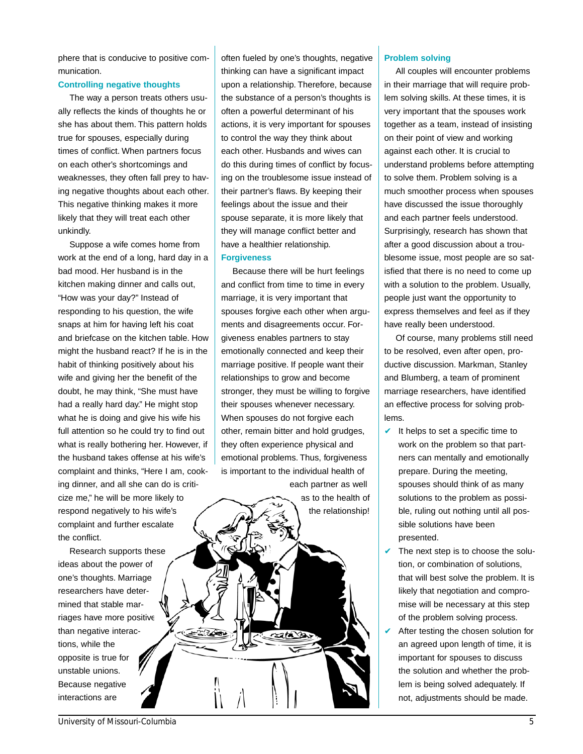phere that is conducive to positive communication.

### Controlling negative thoughts

The way a person treats others usually reflects the kinds of thoughts he or she has about them. This pattern holds true for spouses, especially during times of conflict. When partners focus on each other's shortcomings and weaknesses, they often fall prey to having negative thoughts about each other. This negative thinking makes it more likely that they will treat each other unkindly.

Suppose a wife comes home from work at the end of a long, hard day in a bad mood. Her husband is in the kitchen making dinner and calls out, "How was your day?" Instead of responding to his question, the wife snaps at him for having left his coat and briefcase on the kitchen table. How might the husband react? If he is in the habit of thinking positively about his wife and giving her the benefit of the doubt, he may think, "She must have had a really hard day." He might stop what he is doing and give his wife his full attention so he could try to find out what is really bothering her. However, if the husband takes offense at his wife's complaint and thinks, "Here I am, cooking dinner, and all she can do is criticize me," he will be more likely to respond negatively to his wife's complaint and further escalate the conflict.

Research supports these ideas about the power of one's thoughts. Marriage researchers have determined that stable marriages have more positive than negative interactions, while the opposite is true for unstable unions. Because negative interactions are often fueled by one's thoughts, negative thinking can have a significant impact upon a relationship. Therefore, because the substance of a person's thoughts is often a powerful determinant of his actions, it is very important for spouses to control the way they think about each other. Husbands and wives can do this during times of conflict by focusing on the troublesome issue instead of their partner's flaws. By keeping their feelings about the issue and their spouse separate, it is more likely that they will manage conflict better and have a healthier relationship.

### Forgiveness

Because there will be hurt feelings and conflict from time to time in every marriage, it is very important that spouses forgive each other when arguments and disagreements occur. Forgiveness enables partners to stay emotionally connected and keep their marriage positive. If people want their relationships to grow and become stronger, they must be willing to forgive their spouses whenever necessary. When spouses do not forgive each other, remain bitter and hold grudges, they often experience physical and emotional problems. Thus, forgiveness is important to the individual health of each partner as well as to the health of the relationship!

### Problem solving

All couples will encounter problems in their marriage that will require problem solving skills. At these times, it is very important that the spouses work together as a team, instead of insisting on their point of view and working against each other. It is crucial to understand problems before attempting to solve them. Problem solving is a much smoother process when spouses have discussed the issue thoroughly and each partner feels understood. Surprisingly, research has shown that after a good discussion about a troublesome issue, most people are so satisfied that there is no need to come up with a solution to the problem. Usually, people just want the opportunity to express themselves and feel as if they have really been understood.

Of course, many problems still need to be resolved, even after open, productive discussion. Markman, Stanley and Blumberg, a team of prominent marriage researchers, have identified an effective process for solving problems.

- ✔ It helps to set a specific time to work on the problem so that partners can mentally and emotionally prepare. During the meeting, spouses should think of as many solutions to the problem as possible, ruling out nothing until all possible solutions have been presented.
- ✔ The next step is to choose the solution, or combination of solutions, that will best solve the problem. It is likely that negotiation and compromise will be necessary at this step of the problem solving process.
- ✔ After testing the chosen solution for an agreed upon length of time, it is important for spouses to discuss the solution and whether the problem is being solved adequately. If not, adjustments should be made.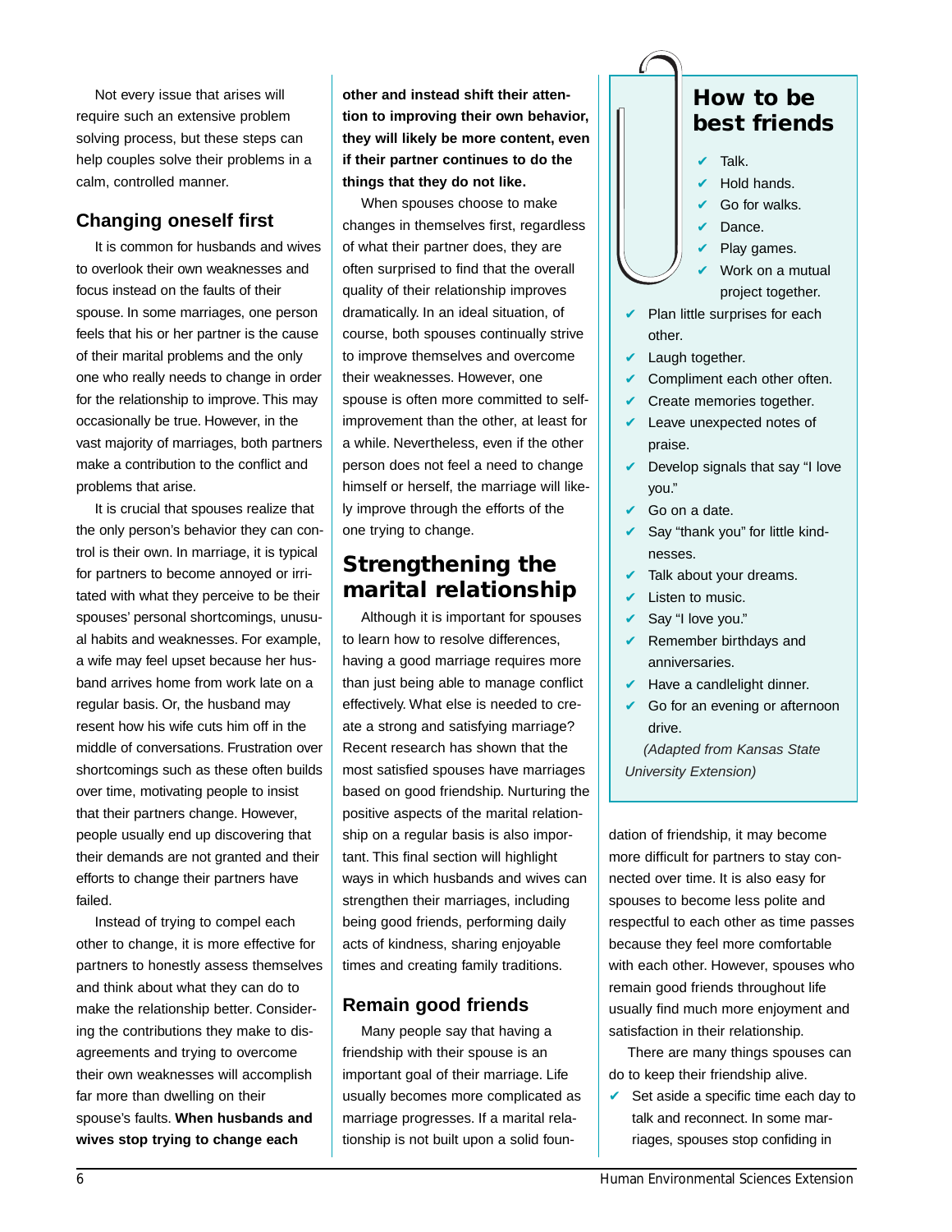Not every issue that arises will require such an extensive problem solving process, but these steps can help couples solve their problems in a calm, controlled manner.

### Changing oneself first

It is common for husbands and wives to overlook their own weaknesses and focus instead on the faults of their spouse. In some marriages, one person feels that his or her partner is the cause of their marital problems and the only one who really needs to change in order for the relationship to improve. This may occasionally be true. However, in the vast majority of marriages, both partners make a contribution to the conflict and problems that arise.

It is crucial that spouses realize that the only person's behavior they can control is their own. In marriage, it is typical for partners to become annoyed or irritated with what they perceive to be their spouses' personal shortcomings, unusual habits and weaknesses. For example, a wife may feel upset because her husband arrives home from work late on a regular basis. Or, the husband may resent how his wife cuts him off in the middle of conversations. Frustration over shortcomings such as these often builds over time, motivating people to insist that their partners change. However, people usually end up discovering that their demands are not granted and their efforts to change their partners have failed.

Instead of trying to compel each other to change, it is more effective for partners to honestly assess themselves and think about what they can do to make the relationship better. Considering the contributions they make to disagreements and trying to overcome their own weaknesses will accomplish far more than dwelling on their spouse's faults. **When husbands and wives stop trying to change each other and instead shift their attention to improving their own behavior, they will likely be more content, even if their partner continues to do the things that they do not like.**

When spouses choose to make changes in themselves first, regardless of what their partner does, they are often surprised to find that the overall quality of their relationship improves dramatically. In an ideal situation, of course, both spouses continually strive to improve themselves and overcome their weaknesses. However, one spouse is often more committed to self-improvement than the other, at least for a while. Nevertheless, even if the other person does not feel a need to change himself or herself, the marriage will likely improve through the efforts of the one trying to change.

## Strengthening the marital relationship

Although it is important for spouses to learn how to resolve differences, having a good marriage requires more than just being able to manage conflict effectively. What else is needed to create a strong and satisfying marriage? Recent research has shown that the most satisfied spouses have marriages based on good friendship. Nurturing the positive aspects of the marital relationship on a regular basis is also important. This final section will highlight ways in which husbands and wives can strengthen their marriages, including being good friends, performing daily acts of kindness, sharing enjoyable times and creating family traditions.

### Remain good friends

Many people say that having a friendship with their spouse is an important goal of their marriage. Life usually becomes more complicated as marriage progresses. If a marital relationship is not built upon a solid foundation of friendship, it may become more difficult for partners to stay connected over time. It is also easy for spouses to become less polite and respectful to each other as time passes because they feel more comfortable with each other. However, spouses who remain good friends throughout life usually find much more enjoyment and satisfaction in their relationship.

There are many things spouses can do to keep their friendship alive.

- ✔ Set aside a specific time each day to talk and reconnect. In some marriages, spouses stop confiding in

> **How to be best friends**
>
> - ✔ Talk.
> - ✔ Hold hands.
> - ✔ Go for walks.
> - ✔ Dance.
> - ✔ Play games.
> - ✔ Work on a mutual project together.
> - ✔ Plan little surprises for each other.
> - ✔ Laugh together.
> - ✔ Compliment each other often.
> - ✔ Create memories together.
> - ✔ Leave unexpected notes of praise.
> - ✔ Develop signals that say "I love you."
> - ✔ Go on a date.
> - ✔ Say "thank you" for little kindnesses.
> - ✔ Talk about your dreams.
> - ✔ Listen to music.
> - ✔ Say "I love you."
> - ✔ Remember birthdays and anniversaries.
> - ✔ Have a candlelight dinner.
> - ✔ Go for an evening or afternoon drive.
>
> *(Adapted from Kansas State University Extension)*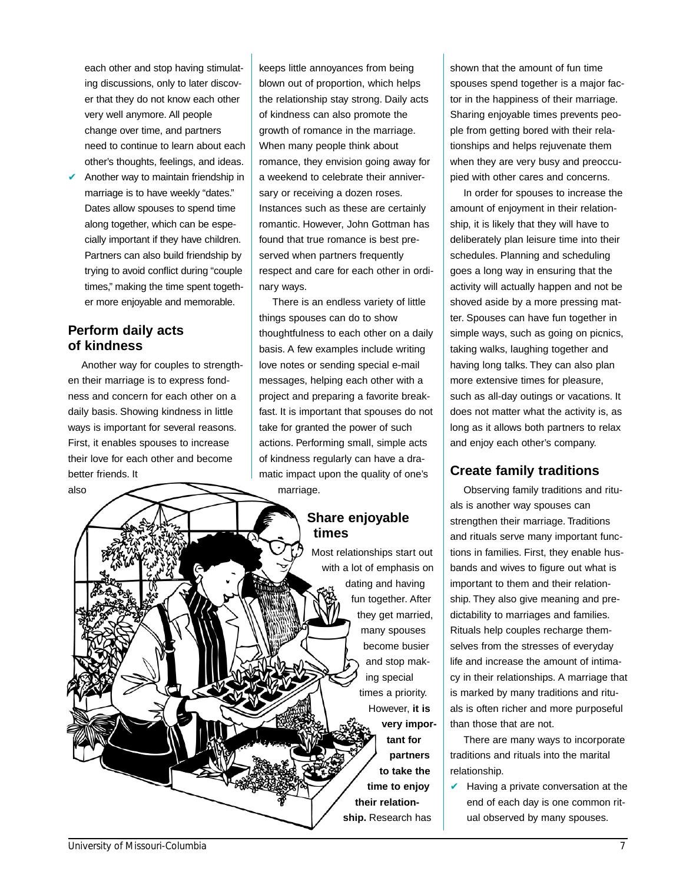each other and stop having stimulating discussions, only to later discover that they do not know each other very well anymore. All people change over time, and partners need to continue to learn about each other's thoughts, feelings, and ideas.

- ✔ Another way to maintain friendship in marriage is to have weekly "dates." Dates allow spouses to spend time along together, which can be especially important if they have children. Partners can also build friendship by trying to avoid conflict during "couple times," making the time spent together more enjoyable and memorable.

## Perform daily acts of kindness

Another way for couples to strengthen their marriage is to express fondness and concern for each other on a daily basis. Showing kindness in little ways is important for several reasons. First, it enables spouses to increase their love for each other and become better friends. It also keeps little annoyances from being blown out of proportion, which helps the relationship stay strong. Daily acts of kindness can also promote the growth of romance in the marriage. When many people think about romance, they envision going away for a weekend to celebrate their anniversary or receiving a dozen roses. Instances such as these are certainly romantic. However, John Gottman has found that true romance is best preserved when partners frequently respect and care for each other in ordinary ways.

There is an endless variety of little things spouses can do to show thoughtfulness to each other on a daily basis. A few examples include writing love notes or sending special e-mail messages, helping each other with a project and preparing a favorite breakfast. It is important that spouses do not take for granted the power of such actions. Performing small, simple acts of kindness regularly can have a dramatic impact upon the quality of one's marriage.

## Share enjoyable times

Most relationships start out with a lot of emphasis on dating and having fun together. After they get married, many spouses become busier and stop making special times a priority. However, **it is very important for partners to take the time to enjoy their relationship.** Research has shown that the amount of fun time spouses spend together is a major factor in the happiness of their marriage. Sharing enjoyable times prevents people from getting bored with their relationships and helps rejuvenate them when they are very busy and preoccupied with other cares and concerns.

In order for spouses to increase the amount of enjoyment in their relationship, it is likely that they will have to deliberately plan leisure time into their schedules. Planning and scheduling goes a long way in ensuring that the activity will actually happen and not be shoved aside by a more pressing matter. Spouses can have fun together in simple ways, such as going on picnics, taking walks, laughing together and having long talks. They can also plan more extensive times for pleasure, such as all-day outings or vacations. It does not matter what the activity is, as long as it allows both partners to relax and enjoy each other's company.

## Create family traditions

Observing family traditions and rituals is another way spouses can strengthen their marriage. Traditions and rituals serve many important functions in families. First, they enable husbands and wives to figure out what is important to them and their relationship. They also give meaning and predictability to marriages and families. Rituals help couples recharge themselves from the stresses of everyday life and increase the amount of intimacy in their relationships. A marriage that is marked by many traditions and rituals is often richer and more purposeful than those that are not.

There are many ways to incorporate traditions and rituals into the marital relationship.

- ✔ Having a private conversation at the end of each day is one common ritual observed by many spouses.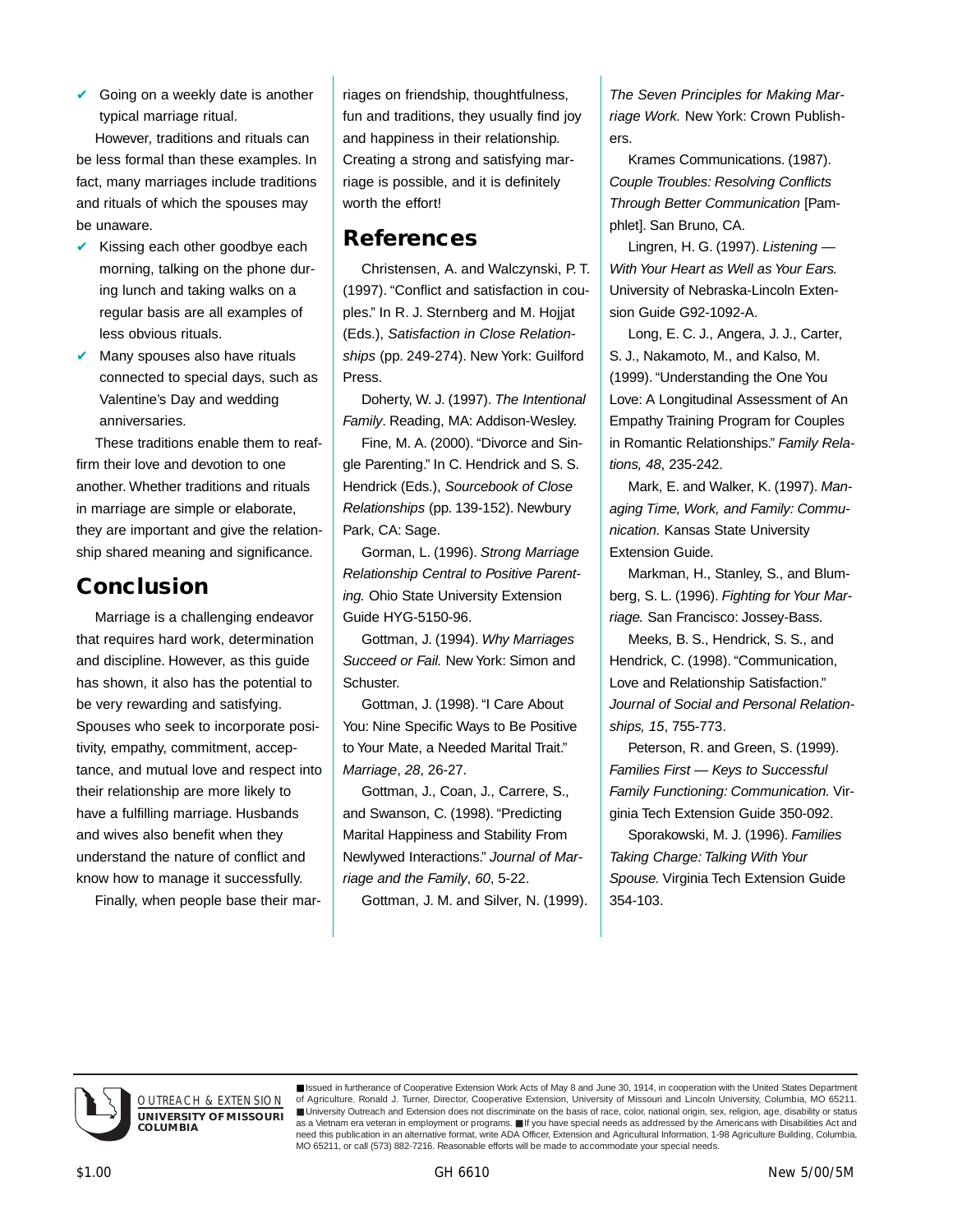- Going on a weekly date is another typical marriage ritual.

However, traditions and rituals can be less formal than these examples. In fact, many marriages include traditions and rituals of which the spouses may be unaware.

- Kissing each other goodbye each morning, talking on the phone during lunch and taking walks on a regular basis are all examples of less obvious rituals.
- Many spouses also have rituals connected to special days, such as Valentine's Day and wedding anniversaries.

These traditions enable them to reaffirm their love and devotion to one another. Whether traditions and rituals in marriage are simple or elaborate, they are important and give the relationship shared meaning and significance.

## Conclusion

Marriage is a challenging endeavor that requires hard work, determination and discipline. However, as this guide has shown, it also has the potential to be very rewarding and satisfying. Spouses who seek to incorporate positivity, empathy, commitment, acceptance, and mutual love and respect into their relationship are more likely to have a fulfilling marriage. Husbands and wives also benefit when they understand the nature of conflict and know how to manage it successfully.

Finally, when people base their marriages on friendship, thoughtfulness, fun and traditions, they usually find joy and happiness in their relationship. Creating a strong and satisfying marriage is possible, and it is definitely worth the effort!

## References

Christensen, A. and Walczynski, P. T. (1997). "Conflict and satisfaction in couples." In R. J. Sternberg and M. Hojjat (Eds.), *Satisfaction in Close Relationships* (pp. 249-274). New York: Guilford Press.

Doherty, W. J. (1997). *The Intentional Family*. Reading, MA: Addison-Wesley.

Fine, M. A. (2000). "Divorce and Single Parenting." In C. Hendrick and S. S. Hendrick (Eds.), *Sourcebook of Close Relationships* (pp. 139-152). Newbury Park, CA: Sage.

Gorman, L. (1996). *Strong Marriage Relationship Central to Positive Parenting.* Ohio State University Extension Guide HYG-5150-96.

Gottman, J. (1994). *Why Marriages Succeed or Fail.* New York: Simon and Schuster.

Gottman, J. (1998). "I Care About You: Nine Specific Ways to Be Positive to Your Mate, a Needed Marital Trait." *Marriage*, *28*, 26-27.

Gottman, J., Coan, J., Carrere, S., and Swanson, C. (1998). "Predicting Marital Happiness and Stability From Newlywed Interactions." *Journal of Marriage and the Family*, *60*, 5-22.

Gottman, J. M. and Silver, N. (1999). *The Seven Principles for Making Marriage Work.* New York: Crown Publishers.

Krames Communications. (1987). *Couple Troubles: Resolving Conflicts Through Better Communication* [Pamphlet]. San Bruno, CA.

Lingren, H. G. (1997). *Listening — With Your Heart as Well as Your Ears.* University of Nebraska-Lincoln Extension Guide G92-1092-A.

Long, E. C. J., Angera, J. J., Carter, S. J., Nakamoto, M., and Kalso, M. (1999). "Understanding the One You Love: A Longitudinal Assessment of An Empathy Training Program for Couples in Romantic Relationships." *Family Relations, 48*, 235-242.

Mark, E. and Walker, K. (1997). *Managing Time, Work, and Family: Communication.* Kansas State University Extension Guide.

Markman, H., Stanley, S., and Blumberg, S. L. (1996). *Fighting for Your Marriage.* San Francisco: Jossey-Bass.

Meeks, B. S., Hendrick, S. S., and Hendrick, C. (1998). "Communication, Love and Relationship Satisfaction." *Journal of Social and Personal Relationships, 15*, 755-773.

Peterson, R. and Green, S. (1999). *Families First — Keys to Successful Family Functioning: Communication.* Virginia Tech Extension Guide 350-092.

Sporakowski, M. J. (1996). *Families Taking Charge: Talking With Your Spouse.* Virginia Tech Extension Guide 354-103.

OUTREACH & EXTENSION
UNIVERSITY OF MISSOURI
COLUMBIA

■ Issued in furtherance of Cooperative Extension Work Acts of May 8 and June 30, 1914, in cooperation with the United States Department of Agriculture. Ronald J. Turner, Director, Cooperative Extension, University of Missouri and Lincoln University, Columbia, MO 65211. ■ University Outreach and Extension does not discriminate on the basis of race, color, national origin, sex, religion, age, disability or status as a Vietnam era veteran in employment or programs. ■ If you have special needs as addressed by the Americans with Disabilities Act and need this publication in an alternative format, write ADA Officer, Extension and Agricultural Information, 1-98 Agriculture Building, Columbia, MO 65211, or call (573) 882-7216. Reasonable efforts will be made to accommodate your special needs.

$1.00 GH 6610 New 5/00/5M